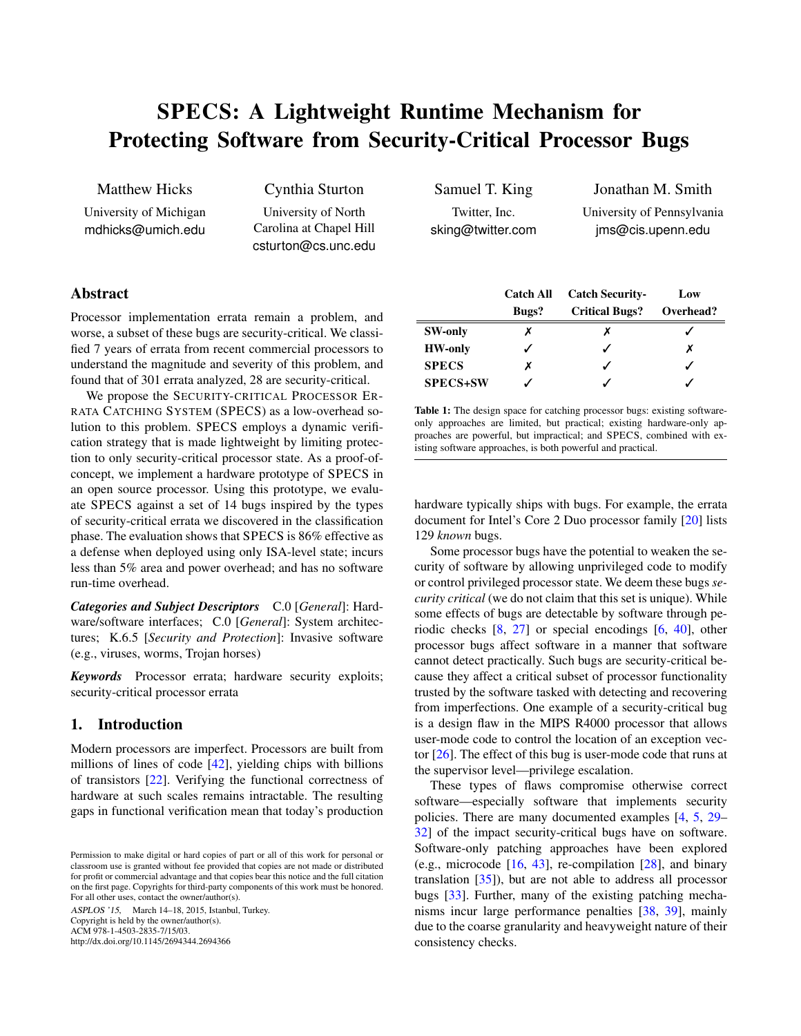# SPECS: A Lightweight Runtime Mechanism for Protecting Software from Security-Critical Processor Bugs

Matthew Hicks
University of Michigan
mdhicks@umich.edu

Cynthia Sturton
University of North Carolina at Chapel Hill
csturton@cs.unc.edu

Samuel T. King
Twitter, Inc.
sking@twitter.com

Jonathan M. Smith
University of Pennsylvania
jms@cis.upenn.edu

## Abstract

Processor implementation errata remain a problem, and worse, a subset of these bugs are security-critical. We classified 7 years of errata from recent commercial processors to understand the magnitude and severity of this problem, and found that of 301 errata analyzed, 28 are security-critical.

We propose the SECURITY-CRITICAL PROCESSOR ERRATA CATCHING SYSTEM (SPECS) as a low-overhead solution to this problem. SPECS employs a dynamic verification strategy that is made lightweight by limiting protection to only security-critical processor state. As a proof-of-concept, we implement a hardware prototype of SPECS in an open source processor. Using this prototype, we evaluate SPECS against a set of 14 bugs inspired by the types of security-critical errata we discovered in the classification phase. The evaluation shows that SPECS is 86% effective as a defense when deployed using only ISA-level state; incurs less than 5% area and power overhead; and has no software run-time overhead.

***Categories and Subject Descriptors*** C.0 [*General*]: Hardware/software interfaces; C.0 [*General*]: System architectures; K.6.5 [*Security and Protection*]: Invasive software (e.g., viruses, worms, Trojan horses)

***Keywords*** Processor errata; hardware security exploits; security-critical processor errata

## 1. Introduction

Modern processors are imperfect. Processors are built from millions of lines of code [42], yielding chips with billions of transistors [22]. Verifying the functional correctness of hardware at such scales remains intractable. The resulting gaps in functional verification mean that today's production hardware typically ships with bugs. For example, the errata document for Intel's Core 2 Duo processor family [20] lists 129 *known* bugs.

Some processor bugs have the potential to weaken the security of software by allowing unprivileged code to modify or control privileged processor state. We deem these bugs *security critical* (we do not claim that this set is unique). While some effects of bugs are detectable by software through periodic checks [8, 27] or special encodings [6, 40], other processor bugs affect software in a manner that software cannot detect practically. Such bugs are security-critical because they affect a critical subset of processor functionality trusted by the software tasked with detecting and recovering from imperfections. One example of a security-critical bug is a design flaw in the MIPS R4000 processor that allows user-mode code to control the location of an exception vector [26]. The effect of this bug is user-mode code that runs at the supervisor level—privilege escalation.

|  | Catch All Bugs? | Catch Security-Critical Bugs? | Low Overhead? |
|---|---|---|---|
| **SW-only** | ✗ | ✗ | ✓ |
| **HW-only** | ✓ | ✓ | ✗ |
| **SPECS** | ✗ | ✓ | ✓ |
| **SPECS+SW** | ✓ | ✓ | ✓ |

**Table 1:** The design space for catching processor bugs: existing software-only approaches are limited, but practical; existing hardware-only approaches are powerful, but impractical; and SPECS, combined with existing software approaches, is both powerful and practical.

These types of flaws compromise otherwise correct software—especially software that implements security policies. There are many documented examples [4, 5, 29–32] of the impact security-critical bugs have on software. Software-only patching approaches have been explored (e.g., microcode [16, 43], re-compilation [28], and binary translation [35]), but are not able to address all processor bugs [33]. Further, many of the existing patching mechanisms incur large performance penalties [38, 39], mainly due to the coarse granularity and heavyweight nature of their consistency checks.

Permission to make digital or hard copies of part or all of this work for personal or classroom use is granted without fee provided that copies are not made or distributed for profit or commercial advantage and that copies bear this notice and the full citation on the first page. Copyrights for third-party components of this work must be honored. For all other uses, contact the owner/author(s).
*ASPLOS '15*, March 14–18, 2015, Istanbul, Turkey.
Copyright is held by the owner/author(s).
ACM 978-1-4503-2835-7/15/03.
http://dx.doi.org/10.1145/2694344.2694366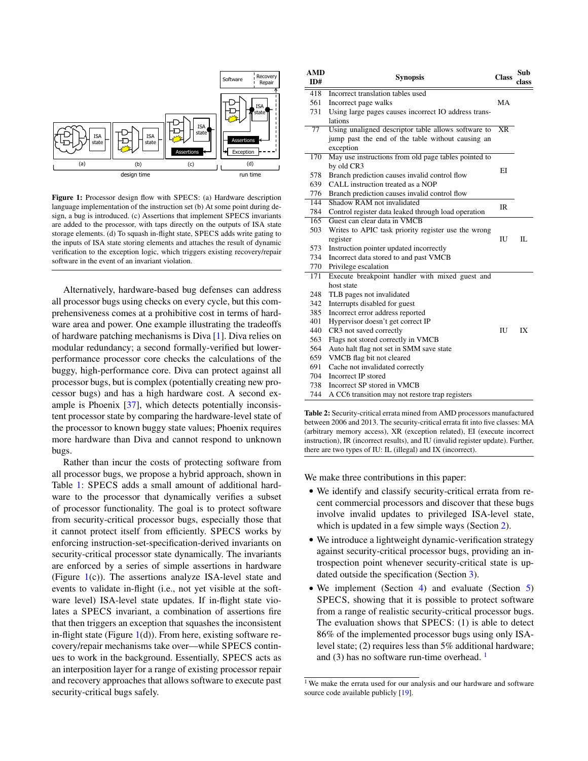Software | Recovery Repair

ISA state

ISA state

ISA state

ISA state

Assertions

Assertions

Exception

(a)

(b)

(c)

(d)

design time

run time

**Figure 1:** Processor design flow with SPECS: (a) Hardware description language implementation of the instruction set (b) At some point during design, a bug is introduced. (c) Assertions that implement SPECS invariants are added to the processor, with taps directly on the outputs of ISA state storage elements. (d) To squash in-flight state, SPECS adds write gating to the inputs of ISA state storing elements and attaches the result of dynamic verification to the exception logic, which triggers existing recovery/repair software in the event of an invariant violation.

Alternatively, hardware-based bug defenses can address all processor bugs using checks on every cycle, but this comprehensiveness comes at a prohibitive cost in terms of hardware area and power. One example illustrating the tradeoffs of hardware patching mechanisms is Diva [1]. Diva relies on modular redundancy; a second formally-verified but lower-performance processor core checks the calculations of the buggy, high-performance core. Diva can protect against all processor bugs, but is complex (potentially creating new processor bugs) and has a high hardware cost. A second example is Phoenix [37], which detects potentially inconsistent processor state by comparing the hardware-level state of the processor to known buggy state values; Phoenix requires more hardware than Diva and cannot respond to unknown bugs.

Rather than incur the costs of protecting software from all processor bugs, we propose a hybrid approach, shown in Table 1: SPECS adds a small amount of additional hardware to the processor that dynamically verifies a subset of processor functionality. The goal is to protect software from security-critical processor bugs, especially those that it cannot protect itself from efficiently. SPECS works by enforcing instruction-set-specification-derived invariants on security-critical processor state dynamically. The invariants are enforced by a series of simple assertions in hardware (Figure 1(c)). The assertions analyze ISA-level state and events to validate in-flight (i.e., not yet visible at the software level) ISA-level state updates. If in-flight state violates a SPECS invariant, a combination of assertions fire that then triggers an exception that squashes the inconsistent in-flight state (Figure 1(d)). From here, existing software recovery/repair mechanisms take over—while SPECS continues to work in the background. Essentially, SPECS acts as an interposition layer for a range of existing processor repair and recovery approaches that allows software to execute past security-critical bugs safely.

| AMD ID# | Synopsis | Class | Sub class |
|---|---|---|---|
| 418 | Incorrect translation tables used | MA | |
| 561 | Incorrect page walks | | |
| 731 | Using large pages causes incorrect IO address translations | | |
| 77 | Using unaligned descriptor table allows software to jump past the end of the table without causing an exception | XR | |
| 170 | May use instructions from old page tables pointed to by old CR3 | EI | |
| 578 | Branch prediction causes invalid control flow | | |
| 639 | CALL instruction treated as a NOP | | |
| 776 | Branch prediction causes invalid control flow | | |
| 144 | Shadow RAM not invalidated | IR | |
| 784 | Control register data leaked through load operation | | |
| 165 | Guest can clear data in VMCB | IU | IL |
| 503 | Writes to APIC task priority register use the wrong register | | |
| 573 | Instruction pointer updated incorrectly | | |
| 734 | Incorrect data stored to and past VMCB | | |
| 770 | Privilege escalation | | |
| 171 | Execute breakpoint handler with mixed guest and host state | IU | IX |
| 248 | TLB pages not invalidated | | |
| 342 | Interrupts disabled for guest | | |
| 385 | Incorrect error address reported | | |
| 401 | Hypervisor doesn't get correct IP | | |
| 440 | CR3 not saved correctly | | |
| 563 | Flags not stored correctly in VMCB | | |
| 564 | Auto halt flag not set in SMM save state | | |
| 659 | VMCB flag bit not cleared | | |
| 691 | Cache not invalidated correctly | | |
| 704 | Incorrect IP stored | | |
| 738 | Incorrect SP stored in VMCB | | |
| 744 | A CC6 transition may not restore trap registers | | |

**Table 2:** Security-critical errata mined from AMD processors manufactured between 2006 and 2013. The security-critical errata fit into five classes: MA (arbitrary memory access), XR (exception related), EI (execute incorrect instruction), IR (incorrect results), and IU (invalid register update). Further, there are two types of IU: IL (illegal) and IX (incorrect).

We make three contributions in this paper:

- We identify and classify security-critical errata from recent commercial processors and discover that these bugs involve invalid updates to privileged ISA-level state, which is updated in a few simple ways (Section 2).
- We introduce a lightweight dynamic-verification strategy against security-critical processor bugs, providing an introspection point whenever security-critical state is updated outside the specification (Section 3).
- We implement (Section 4) and evaluate (Section 5) SPECS, showing that it is possible to protect software from a range of realistic security-critical processor bugs. The evaluation shows that SPECS: (1) is able to detect 86% of the implemented processor bugs using only ISA-level state; (2) requires less than 5% additional hardware; and (3) has no software run-time overhead. [1]

[1] We make the errata used for our analysis and our hardware and software source code available publicly [19].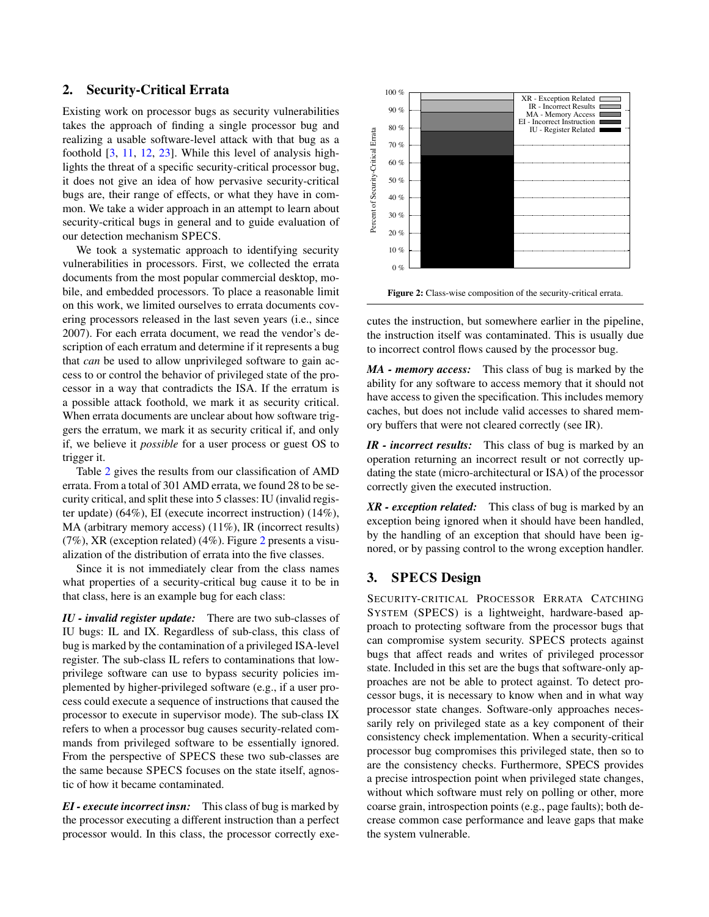## 2. Security-Critical Errata

Existing work on processor bugs as security vulnerabilities takes the approach of finding a single processor bug and realizing a usable software-level attack with that bug as a foothold [3, 11, 12, 23]. While this level of analysis highlights the threat of a specific security-critical processor bug, it does not give an idea of how pervasive security-critical bugs are, their range of effects, or what they have in common. We take a wider approach in an attempt to learn about security-critical bugs in general and to guide evaluation of our detection mechanism SPECS.

We took a systematic approach to identifying security vulnerabilities in processors. First, we collected the errata documents from the most popular commercial desktop, mobile, and embedded processors. To place a reasonable limit on this work, we limited ourselves to errata documents covering processors released in the last seven years (i.e., since 2007). For each errata document, we read the vendor's description of each erratum and determine if it represents a bug that *can* be used to allow unprivileged software to gain access to or control the behavior of privileged state of the processor in a way that contradicts the ISA. If the erratum is a possible attack foothold, we mark it as security critical. When errata documents are unclear about how software triggers the erratum, we mark it as security critical if, and only if, we believe it *possible* for a user process or guest OS to trigger it.

Table 2 gives the results from our classification of AMD errata. From a total of 301 AMD errata, we found 28 to be security critical, and split these into 5 classes: IU (invalid register update) (64%), EI (execute incorrect instruction) (14%), MA (arbitrary memory access) (11%), IR (incorrect results) (7%), XR (exception related) (4%). Figure 2 presents a visualization of the distribution of errata into the five classes.

Since it is not immediately clear from the class names what properties of a security-critical bug cause it to be in that class, here is an example bug for each class:

***IU - invalid register update:*** There are two sub-classes of IU bugs: IL and IX. Regardless of sub-class, this class of bug is marked by the contamination of a privileged ISA-level register. The sub-class IL refers to contaminations that low-privilege software can use to bypass security policies implemented by higher-privileged software (e.g., if a user process could execute a sequence of instructions that caused the processor to execute in supervisor mode). The sub-class IX refers to when a processor bug causes security-related commands from privileged software to be essentially ignored. From the perspective of SPECS these two sub-classes are the same because SPECS focuses on the state itself, agnostic of how it became contaminated.

***EI - execute incorrect insn:*** This class of bug is marked by the processor executing a different instruction than a perfect processor would. In this class, the processor correctly executes the instruction, but somewhere earlier in the pipeline, the instruction itself was contaminated. This is usually due to incorrect control flows caused by the processor bug.

***MA - memory access:*** This class of bug is marked by the ability for any software to access memory that it should not have access to given the specification. This includes memory caches, but does not include valid accesses to shared memory buffers that were not cleared correctly (see IR).

***IR - incorrect results:*** This class of bug is marked by an operation returning an incorrect result or not correctly updating the state (micro-architectural or ISA) of the processor correctly given the executed instruction.

***XR - exception related:*** This class of bug is marked by an exception being ignored when it should have been handled, by the handling of an exception that should have been ignored, or by passing control to the wrong exception handler.

**Figure 2:** Class-wise composition of the security-critical errata.

## 3. SPECS Design

SECURITY-CRITICAL PROCESSOR ERRATA CATCHING SYSTEM (SPECS) is a lightweight, hardware-based approach to protecting software from the processor bugs that can compromise system security. SPECS protects against bugs that affect reads and writes of privileged processor state. Included in this set are the bugs that software-only approaches are not be able to protect against. To detect processor bugs, it is necessary to know when and in what way processor state changes. Software-only approaches necessarily rely on privileged state as a key component of their consistency check implementation. When a security-critical processor bug compromises this privileged state, then so to are the consistency checks. Furthermore, SPECS provides a precise introspection point when privileged state changes, without which software must rely on polling or other, more coarse grain, introspection points (e.g., page faults); both decrease common case performance and leave gaps that make the system vulnerable.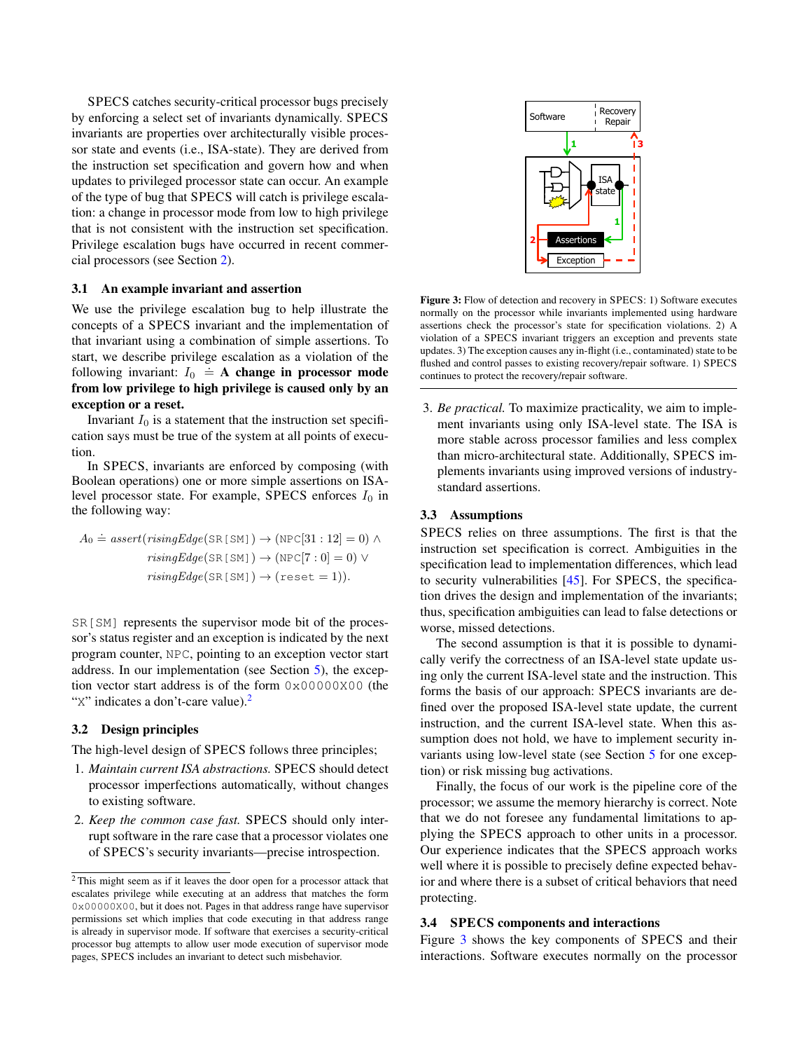SPECS catches security-critical processor bugs precisely by enforcing a select set of invariants dynamically. SPECS invariants are properties over architecturally visible processor state and events (i.e., ISA-state). They are derived from the instruction set specification and govern how and when updates to privileged processor state can occur. An example of the type of bug that SPECS will catch is privilege escalation: a change in processor mode from low to high privilege that is not consistent with the instruction set specification. Privilege escalation bugs have occurred in recent commercial processors (see Section 2).

### 3.1 An example invariant and assertion

We use the privilege escalation bug to help illustrate the concepts of a SPECS invariant and the implementation of that invariant using a combination of simple assertions. To start, we describe privilege escalation as a violation of the following invariant: $I_0 \doteq$ **A change in processor mode from low privilege to high privilege is caused only by an exception or a reset.**

Invariant $I_0$ is a statement that the instruction set specification says must be true of the system at all points of execution.

In SPECS, invariants are enforced by composing (with Boolean operations) one or more simple assertions on ISA-level processor state. For example, SPECS enforces $I_0$ in the following way:

$$
\begin{aligned}
A_0 \doteq assert(&risingEdge(\texttt{SR[SM]}) \rightarrow (\texttt{NPC}[31:12] = 0) \land \\
&risingEdge(\texttt{SR[SM]}) \rightarrow (\texttt{NPC}[7:0] = 0) \lor \\
&risingEdge(\texttt{SR[SM]}) \rightarrow (\texttt{reset} = 1)).
\end{aligned}
$$

`SR[SM]` represents the supervisor mode bit of the processor's status register and an exception is indicated by the next program counter, `NPC`, pointing to an exception vector start address. In our implementation (see Section 5), the exception vector start address is of the form `0x00000X00` (the "`X`" indicates a don't-care value).[2]

### 3.2 Design principles

The high-level design of SPECS follows three principles;

1. *Maintain current ISA abstractions.* SPECS should detect processor imperfections automatically, without changes to existing software.
2. *Keep the common case fast.* SPECS should only interrupt software in the rare case that a processor violates one of SPECS's security invariants—precise introspection.
3. *Be practical.* To maximize practicality, we aim to implement invariants using only ISA-level state. The ISA is more stable across processor families and less complex than micro-architectural state. Additionally, SPECS implements invariants using improved versions of industry-standard assertions.

[2] This might seem as if it leaves the door open for a processor attack that escalates privilege while executing at an address that matches the form `0x00000X00`, but it does not. Pages in that address range have supervisor permissions set which implies that code executing in that address range is already in supervisor mode. If software that exercises a security-critical processor bug attempts to allow user mode execution of supervisor mode pages, SPECS includes an invariant to detect such misbehavior.

**Figure 3:** Flow of detection and recovery in SPECS: 1) Software executes normally on the processor while invariants implemented using hardware assertions check the processor's state for specification violations. 2) A violation of a SPECS invariant triggers an exception and prevents state updates. 3) The exception causes any in-flight (i.e., contaminated) state to be flushed and control passes to existing recovery/repair software. 1) SPECS continues to protect the recovery/repair software.

### 3.3 Assumptions

SPECS relies on three assumptions. The first is that the instruction set specification is correct. Ambiguities in the specification lead to implementation differences, which lead to security vulnerabilities [45]. For SPECS, the specification drives the design and implementation of the invariants; thus, specification ambiguities can lead to false detections or worse, missed detections.

The second assumption is that it is possible to dynamically verify the correctness of an ISA-level state update using only the current ISA-level state and the instruction. This forms the basis of our approach: SPECS invariants are defined over the proposed ISA-level state update, the current instruction, and the current ISA-level state. When this assumption does not hold, we have to implement security invariants using low-level state (see Section 5 for one exception) or risk missing bug activations.

Finally, the focus of our work is the pipeline core of the processor; we assume the memory hierarchy is correct. Note that we do not foresee any fundamental limitations to applying the SPECS approach to other units in a processor. Our experience indicates that the SPECS approach works well where it is possible to precisely define expected behavior and where there is a subset of critical behaviors that need protecting.

### 3.4 SPECS components and interactions

Figure 3 shows the key components of SPECS and their interactions. Software executes normally on the processor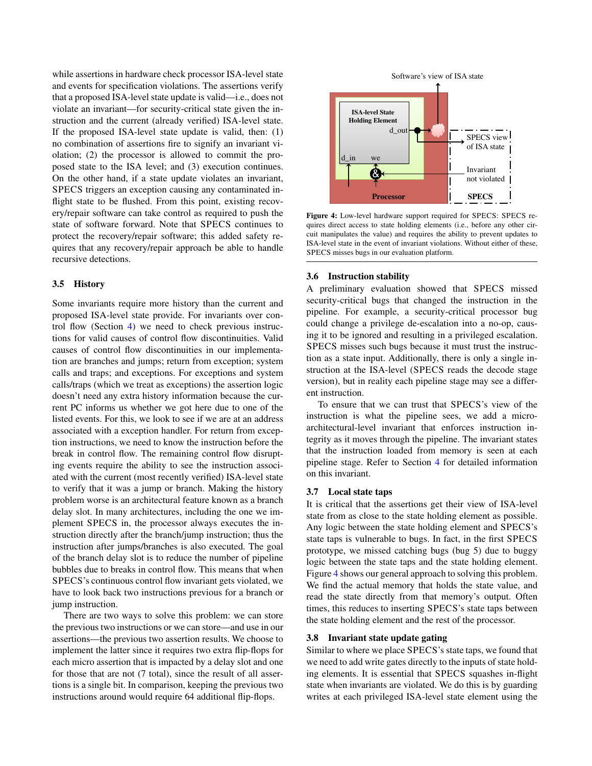while assertions in hardware check processor ISA-level state and events for specification violations. The assertions verify that a proposed ISA-level state update is valid—i.e., does not violate an invariant—for security-critical state given the instruction and the current (already verified) ISA-level state. If the proposed ISA-level state update is valid, then: (1) no combination of assertions fire to signify an invariant violation; (2) the processor is allowed to commit the proposed state to the ISA level; and (3) execution continues. On the other hand, if a state update violates an invariant, SPECS triggers an exception causing any contaminated in-flight state to be flushed. From this point, existing recovery/repair software can take control as required to push the state of software forward. Note that SPECS continues to protect the recovery/repair software; this added safety requires that any recovery/repair approach be able to handle recursive detections.

### 3.5 History

Some invariants require more history than the current and proposed ISA-level state provide. For invariants over control flow (Section 4) we need to check previous instructions for valid causes of control flow discontinuities. Valid causes of control flow discontinuities in our implementation are branches and jumps; return from exception; system calls and traps; and exceptions. For exceptions and system calls/traps (which we treat as exceptions) the assertion logic doesn't need any extra history information because the current PC informs us whether we got here due to one of the listed events. For this, we look to see if we are at an address associated with a exception handler. For return from exception instructions, we need to know the instruction before the break in control flow. The remaining control flow disrupting events require the ability to see the instruction associated with the current (most recently verified) ISA-level state to verify that it was a jump or branch. Making the history problem worse is an architectural feature known as a branch delay slot. In many architectures, including the one we implement SPECS in, the processor always executes the instruction directly after the branch/jump instruction; thus the instruction after jumps/branches is also executed. The goal of the branch delay slot is to reduce the number of pipeline bubbles due to breaks in control flow. This means that when SPECS's continuous control flow invariant gets violated, we have to look back two instructions previous for a branch or jump instruction.

There are two ways to solve this problem: we can store the previous two instructions or we can store—and use in our assertions—the previous two assertion results. We choose to implement the latter since it requires two extra flip-flops for each micro assertion that is impacted by a delay slot and one for those that are not (7 total), since the result of all assertions is a single bit. In comparison, keeping the previous two instructions around would require 64 additional flip-flops.

Software's view of ISA state

ISA-level State Holding Element

d_out

d_in

we

&

Processor

SPECS view of ISA state

Invariant not violated

SPECS

**Figure 4:** Low-level hardware support required for SPECS: SPECS requires direct access to state holding elements (i.e., before any other circuit manipulates the value) and requires the ability to prevent updates to ISA-level state in the event of invariant violations. Without either of these, SPECS misses bugs in our evaluation platform.

### 3.6 Instruction stability

A preliminary evaluation showed that SPECS missed security-critical bugs that changed the instruction in the pipeline. For example, a security-critical processor bug could change a privilege de-escalation into a no-op, causing it to be ignored and resulting in a privileged escalation. SPECS misses such bugs because it must trust the instruction as a state input. Additionally, there is only a single instruction at the ISA-level (SPECS reads the decode stage version), but in reality each pipeline stage may see a different instruction.

To ensure that we can trust that SPECS's view of the instruction is what the pipeline sees, we add a micro-architectural-level invariant that enforces instruction integrity as it moves through the pipeline. The invariant states that the instruction loaded from memory is seen at each pipeline stage. Refer to Section 4 for detailed information on this invariant.

### 3.7 Local state taps

It is critical that the assertions get their view of ISA-level state from as close to the state holding element as possible. Any logic between the state holding element and SPECS's state taps is vulnerable to bugs. In fact, in the first SPECS prototype, we missed catching bugs (bug 5) due to buggy logic between the state taps and the state holding element. Figure 4 shows our general approach to solving this problem. We find the actual memory that holds the state value, and read the state directly from that memory's output. Often times, this reduces to inserting SPECS's state taps between the state holding element and the rest of the processor.

### 3.8 Invariant state update gating

Similar to where we place SPECS's state taps, we found that we need to add write gates directly to the inputs of state holding elements. It is essential that SPECS squashes in-flight state when invariants are violated. We do this is by guarding writes at each privileged ISA-level state element using the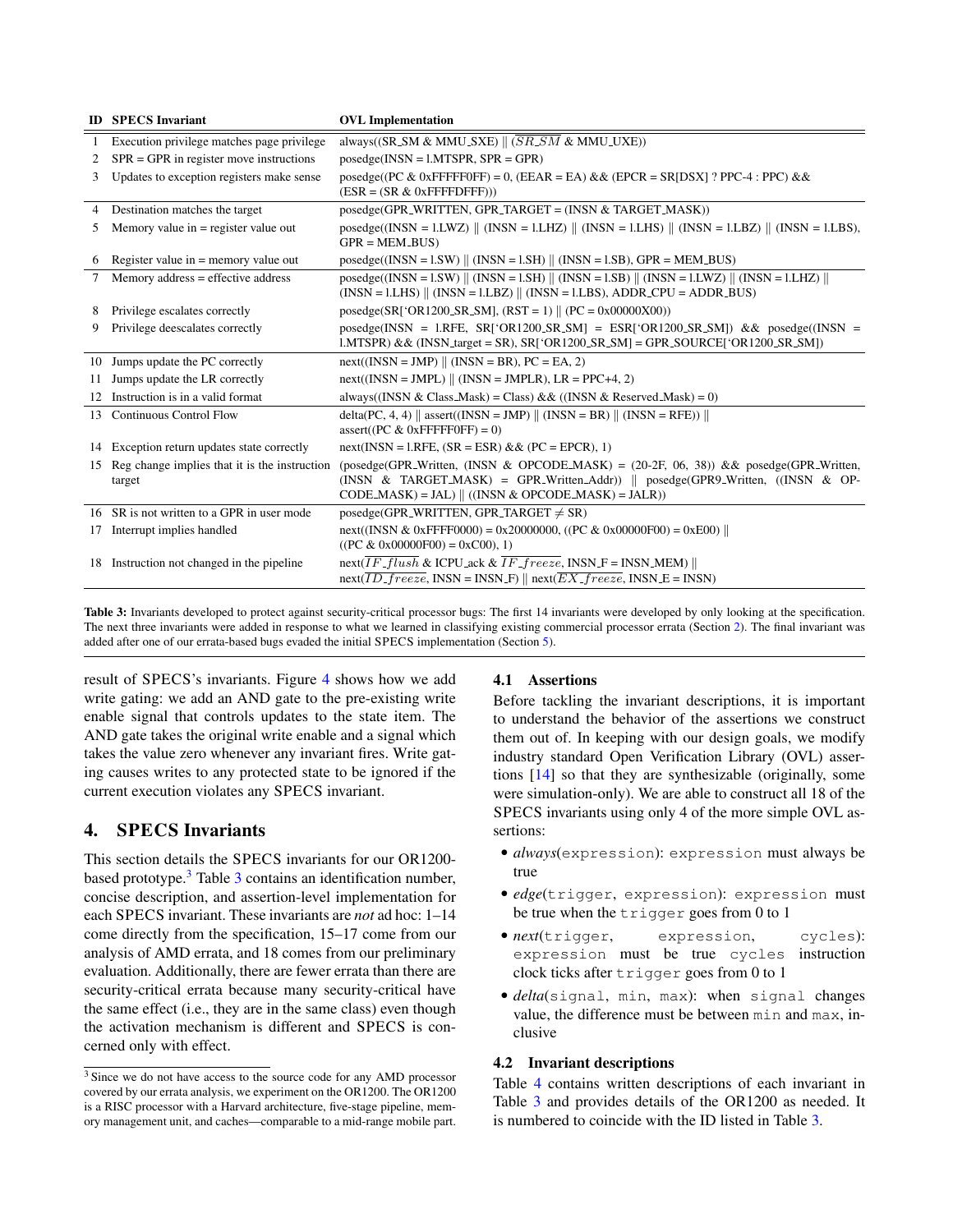| ID | SPECS Invariant | OVL Implementation |
|---|---|---|
| 1 | Execution privilege matches page privilege | always((SR_SM & MMU_SXE) \|\| ($\overline{SR\_SM}$ & MMU_UXE)) |
| 2 | SPR = GPR in register move instructions | posedge(INSN = l.MTSPR, SPR = GPR) |
| 3 | Updates to exception registers make sense | posedge((PC & 0xFFFFF0FF) = 0, (EEAR = EA) && (EPCR = SR[DSX] ? PPC-4 : PPC) && (ESR = (SR & 0xFFFFDFFF))) |
| 4 | Destination matches the target | posedge(GPR_WRITTEN, GPR_TARGET = (INSN & TARGET_MASK)) |
| 5 | Memory value in = register value out | posedge((INSN = l.LWZ) \|\| (INSN = l.LHZ) \|\| (INSN = l.LHS) \|\| (INSN = l.LBZ) \|\| (INSN = l.LBS), GPR = MEM_BUS) |
| 6 | Register value in = memory value out | posedge((INSN = l.SW) \|\| (INSN = l.SH) \|\| (INSN = l.SB), GPR = MEM_BUS) |
| 7 | Memory address = effective address | posedge((INSN = l.SW) \|\| (INSN = l.SH) \|\| (INSN = l.SB) \|\| (INSN = l.LWZ) \|\| (INSN = l.LHZ) \|\| (INSN = l.LHS) \|\| (INSN = l.LBZ) \|\| (INSN = l.LBS), ADDR_CPU = ADDR_BUS) |
| 8 | Privilege escalates correctly | posedge(SR[‘OR1200_SR_SM], (RST = 1) \|\| (PC = 0x00000X00)) |
| 9 | Privilege deescalates correctly | posedge(INSN = l.RFE, SR[‘OR1200_SR_SM] = ESR[‘OR1200_SR_SM]) && posedge((INSN = l.MTSPR) && (INSN_target = SR), SR[‘OR1200_SR_SM] = GPR_SOURCE[‘OR1200_SR_SM]) |
| 10 | Jumps update the PC correctly | next((INSN = JMP) \|\| (INSN = BR), PC = EA, 2) |
| 11 | Jumps update the LR correctly | next((INSN = JMPL) \|\| (INSN = JMPLR), LR = PPC+4, 2) |
| 12 | Instruction is in a valid format | always((INSN & Class_Mask) = Class) && ((INSN & Reserved_Mask) = 0) |
| 13 | Continuous Control Flow | delta(PC, 4, 4) \|\| assert((INSN = JMP) \|\| (INSN = BR) \|\| (INSN = RFE)) \|\| assert((PC & 0xFFFFF0FF) = 0) |
| 14 | Exception return updates state correctly | next(INSN = l.RFE, (SR = ESR) && (PC = EPCR), 1) |
| 15 | Reg change implies that it is the instruction target | (posedge(GPR_Written, (INSN & OPCODE_MASK) = (20-2F, 06, 38)) && posedge(GPR_Written, (INSN & TARGET_MASK) = GPR_Written_Addr)) \|\| posedge(GPR9_Written, ((INSN & OPCODE_MASK) = JAL) \|\| ((INSN & OPCODE_MASK) = JALR)) |
| 16 | SR is not written to a GPR in user mode | posedge(GPR_WRITTEN, GPR_TARGET ≠ SR) |
| 17 | Interrupt implies handled | next((INSN & 0xFFFF0000) = 0x20000000, ((PC & 0x00000F00) = 0xE00) \|\| ((PC & 0x00000F00) = 0xC00), 1) |
| 18 | Instruction not changed in the pipeline | next($\overline{IF\_flush}$ & ICPU_ack & $\overline{IF\_freeze}$, INSN_F = INSN_MEM) \|\| next($\overline{ID\_freeze}$, INSN = INSN_F) \|\| next($\overline{EX\_freeze}$, INSN_E = INSN) |

**Table 3:** Invariants developed to protect against security-critical processor bugs: The first 14 invariants were developed by only looking at the specification. The next three invariants were added in response to what we learned in classifying existing commercial processor errata (Section 2). The final invariant was added after one of our errata-based bugs evaded the initial SPECS implementation (Section 5).

result of SPECS's invariants. Figure 4 shows how we add write gating: we add an AND gate to the pre-existing write enable signal that controls updates to the state item. The AND gate takes the original write enable and a signal which takes the value zero whenever any invariant fires. Write gating causes writes to any protected state to be ignored if the current execution violates any SPECS invariant.

## 4. SPECS Invariants

This section details the SPECS invariants for our OR1200-based prototype.[3] Table 3 contains an identification number, concise description, and assertion-level implementation for each SPECS invariant. These invariants are *not* ad hoc: 1–14 come directly from the specification, 15–17 come from our analysis of AMD errata, and 18 comes from our preliminary evaluation. Additionally, there are fewer errata than there are security-critical errata because many security-critical have the same effect (i.e., they are in the same class) even though the activation mechanism is different and SPECS is concerned only with effect.

[3] Since we do not have access to the source code for any AMD processor covered by our errata analysis, we experiment on the OR1200. The OR1200 is a RISC processor with a Harvard architecture, five-stage pipeline, memory management unit, and caches—comparable to a mid-range mobile part.

### 4.1 Assertions

Before tackling the invariant descriptions, it is important to understand the behavior of the assertions we construct them out of. In keeping with our design goals, we modify industry standard Open Verification Library (OVL) assertions [14] so that they are synthesizable (originally, some were simulation-only). We are able to construct all 18 of the SPECS invariants using only 4 of the more simple OVL assertions:

- *always*(`expression`): `expression` must always be true
- *edge*(`trigger`, `expression`): `expression` must be true when the `trigger` goes from 0 to 1
- *next*(`trigger`, `expression`, `cycles`): `expression` must be true `cycles` instruction clock ticks after `trigger` goes from 0 to 1
- *delta*(`signal`, `min`, `max`): when `signal` changes value, the difference must be between `min` and `max`, inclusive

### 4.2 Invariant descriptions

Table 4 contains written descriptions of each invariant in Table 3 and provides details of the OR1200 as needed. It is numbered to coincide with the ID listed in Table 3.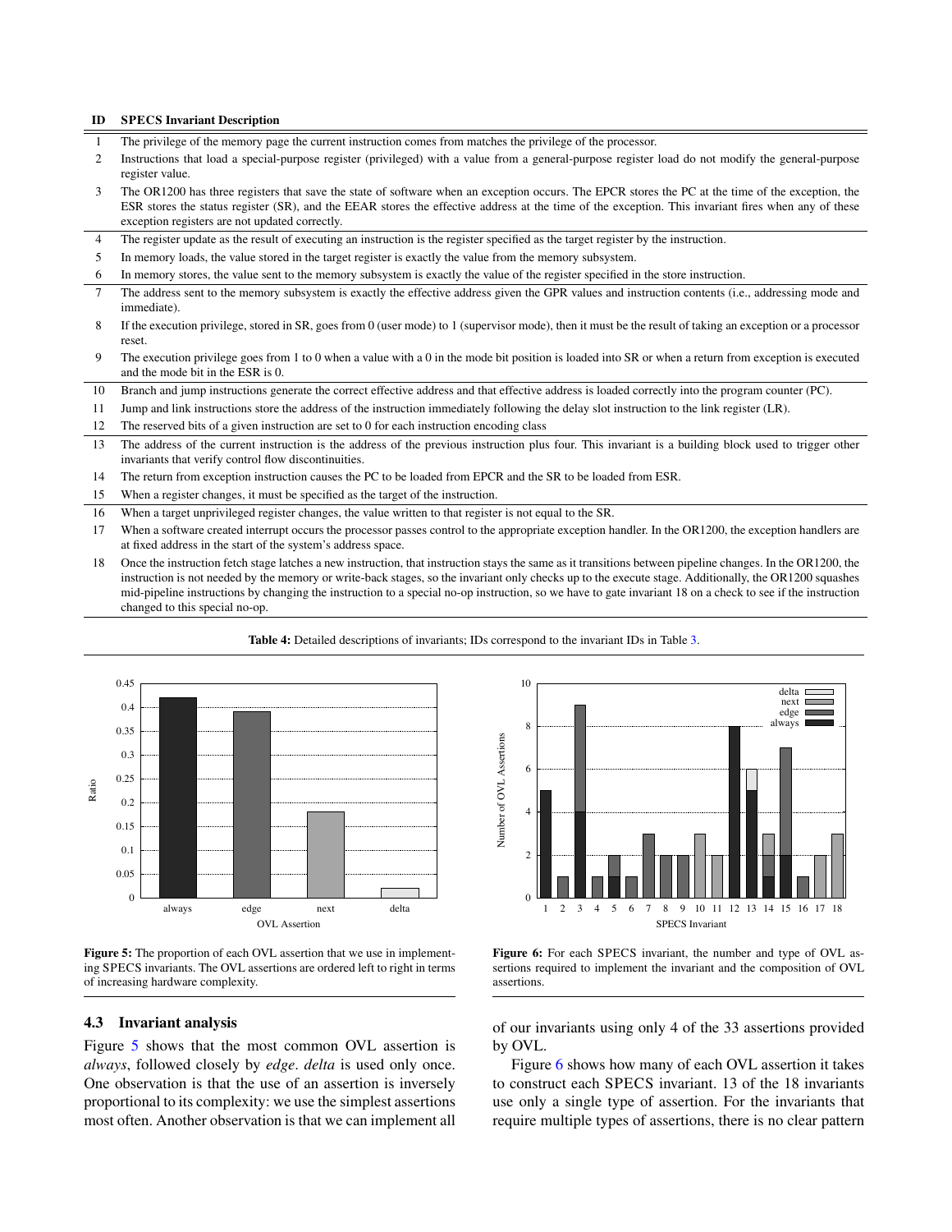| ID | SPECS Invariant Description |
|---|---|
| 1 | The privilege of the memory page the current instruction comes from matches the privilege of the processor. |
| 2 | Instructions that load a special-purpose register (privileged) with a value from a general-purpose register load do not modify the general-purpose register value. |
| 3 | The OR1200 has three registers that save the state of software when an exception occurs. The EPCR stores the PC at the time of the exception, the ESR stores the status register (SR), and the EEAR stores the effective address at the time of the exception. This invariant fires when any of these exception registers are not updated correctly. |
| 4 | The register update as the result of executing an instruction is the register specified as the target register by the instruction. |
| 5 | In memory loads, the value stored in the target register is exactly the value from the memory subsystem. |
| 6 | In memory stores, the value sent to the memory subsystem is exactly the value of the register specified in the store instruction. |
| 7 | The address sent to the memory subsystem is exactly the effective address given the GPR values and instruction contents (i.e., addressing mode and immediate). |
| 8 | If the execution privilege, stored in SR, goes from 0 (user mode) to 1 (supervisor mode), then it must be the result of taking an exception or a processor reset. |
| 9 | The execution privilege goes from 1 to 0 when a value with a 0 in the mode bit position is loaded into SR or when a return from exception is executed and the mode bit in the ESR is 0. |
| 10 | Branch and jump instructions generate the correct effective address and that effective address is loaded correctly into the program counter (PC). |
| 11 | Jump and link instructions store the address of the instruction immediately following the delay slot instruction to the link register (LR). |
| 12 | The reserved bits of a given instruction are set to 0 for each instruction encoding class |
| 13 | The address of the current instruction is the address of the previous instruction plus four. This invariant is a building block used to trigger other invariants that verify control flow discontinuities. |
| 14 | The return from exception instruction causes the PC to be loaded from EPCR and the SR to be loaded from ESR. |
| 15 | When a register changes, it must be specified as the target of the instruction. |
| 16 | When a target unprivileged register changes, the value written to that register is not equal to the SR. |
| 17 | When a software created interrupt occurs the processor passes control to the appropriate exception handler. In the OR1200, the exception handlers are at fixed address in the start of the system's address space. |
| 18 | Once the instruction fetch stage latches a new instruction, that instruction stays the same as it transitions between pipeline changes. In the OR1200, the instruction is not needed by the memory or write-back stages, so the invariant only checks up to the execute stage. Additionally, the OR1200 squashes mid-pipeline instructions by changing the instruction to a special no-op instruction, so we have to gate invariant 18 on a check to see if the instruction changed to this special no-op. |

**Table 4:** Detailed descriptions of invariants; IDs correspond to the invariant IDs in Table 3.

**Figure 5:** The proportion of each OVL assertion that we use in implementing SPECS invariants. The OVL assertions are ordered left to right in terms of increasing hardware complexity.

**Figure 6:** For each SPECS invariant, the number and type of OVL assertions required to implement the invariant and the composition of OVL assertions.

### 4.3 Invariant analysis

Figure 5 shows that the most common OVL assertion is *always*, followed closely by *edge*. *delta* is used only once. One observation is that the use of an assertion is inversely proportional to its complexity: we use the simplest assertions most often. Another observation is that we can implement all of our invariants using only 4 of the 33 assertions provided by OVL.

Figure 6 shows how many of each OVL assertion it takes to construct each SPECS invariant. 13 of the 18 invariants use only a single type of assertion. For the invariants that require multiple types of assertions, there is no clear pattern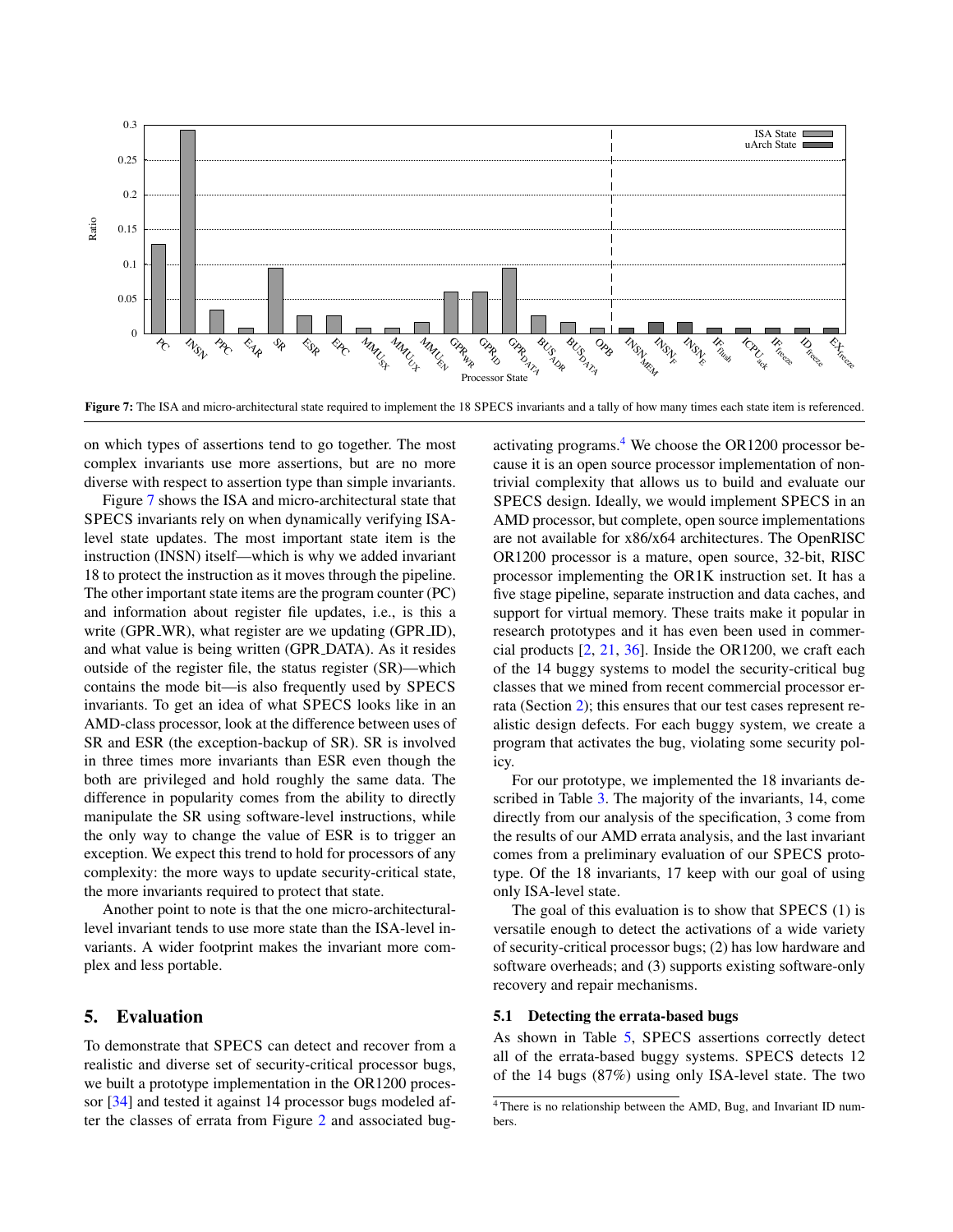Figure 7: The ISA and micro-architectural state required to implement the 18 SPECS invariants and a tally of how many times each state item is referenced.

on which types of assertions tend to go together. The most complex invariants use more assertions, but are no more diverse with respect to assertion type than simple invariants.

Figure 7 shows the ISA and micro-architectural state that SPECS invariants rely on when dynamically verifying ISA-level state updates. The most important state item is the instruction (INSN) itself—which is why we added invariant 18 to protect the instruction as it moves through the pipeline. The other important state items are the program counter (PC) and information about register file updates, i.e., is this a write (GPR_WR), what register are we updating (GPR_ID), and what value is being written (GPR_DATA). As it resides outside of the register file, the status register (SR)—which contains the mode bit—is also frequently used by SPECS invariants. To get an idea of what SPECS looks like in an AMD-class processor, look at the difference between uses of SR and ESR (the exception-backup of SR). SR is involved in three times more invariants than ESR even though the both are privileged and hold roughly the same data. The difference in popularity comes from the ability to directly manipulate the SR using software-level instructions, while the only way to change the value of ESR is to trigger an exception. We expect this trend to hold for processors of any complexity: the more ways to update security-critical state, the more invariants required to protect that state.

Another point to note is that the one micro-architectural-level invariant tends to use more state than the ISA-level invariants. A wider footprint makes the invariant more complex and less portable.

## 5. Evaluation

To demonstrate that SPECS can detect and recover from a realistic and diverse set of security-critical processor bugs, we built a prototype implementation in the OR1200 processor [34] and tested it against 14 processor bugs modeled after the classes of errata from Figure 2 and associated bug-activating programs.[4] We choose the OR1200 processor because it is an open source processor implementation of non-trivial complexity that allows us to build and evaluate our SPECS design. Ideally, we would implement SPECS in an AMD processor, but complete, open source implementations are not available for x86/x64 architectures. The OpenRISC OR1200 processor is a mature, open source, 32-bit, RISC processor implementing the OR1K instruction set. It has a five stage pipeline, separate instruction and data caches, and support for virtual memory. These traits make it popular in research prototypes and it has even been used in commercial products [2, 21, 36]. Inside the OR1200, we craft each of the 14 buggy systems to model the security-critical bug classes that we mined from recent commercial processor errata (Section 2); this ensures that our test cases represent realistic design defects. For each buggy system, we create a program that activates the bug, violating some security policy.

For our prototype, we implemented the 18 invariants described in Table 3. The majority of the invariants, 14, come directly from our analysis of the specification, 3 come from the results of our AMD errata analysis, and the last invariant comes from a preliminary evaluation of our SPECS prototype. Of the 18 invariants, 17 keep with our goal of using only ISA-level state.

The goal of this evaluation is to show that SPECS (1) is versatile enough to detect the activations of a wide variety of security-critical processor bugs; (2) has low hardware and software overheads; and (3) supports existing software-only recovery and repair mechanisms.

### 5.1 Detecting the errata-based bugs

As shown in Table 5, SPECS assertions correctly detect all of the errata-based buggy systems. SPECS detects 12 of the 14 bugs (87%) using only ISA-level state. The two

[4] There is no relationship between the AMD, Bug, and Invariant ID numbers.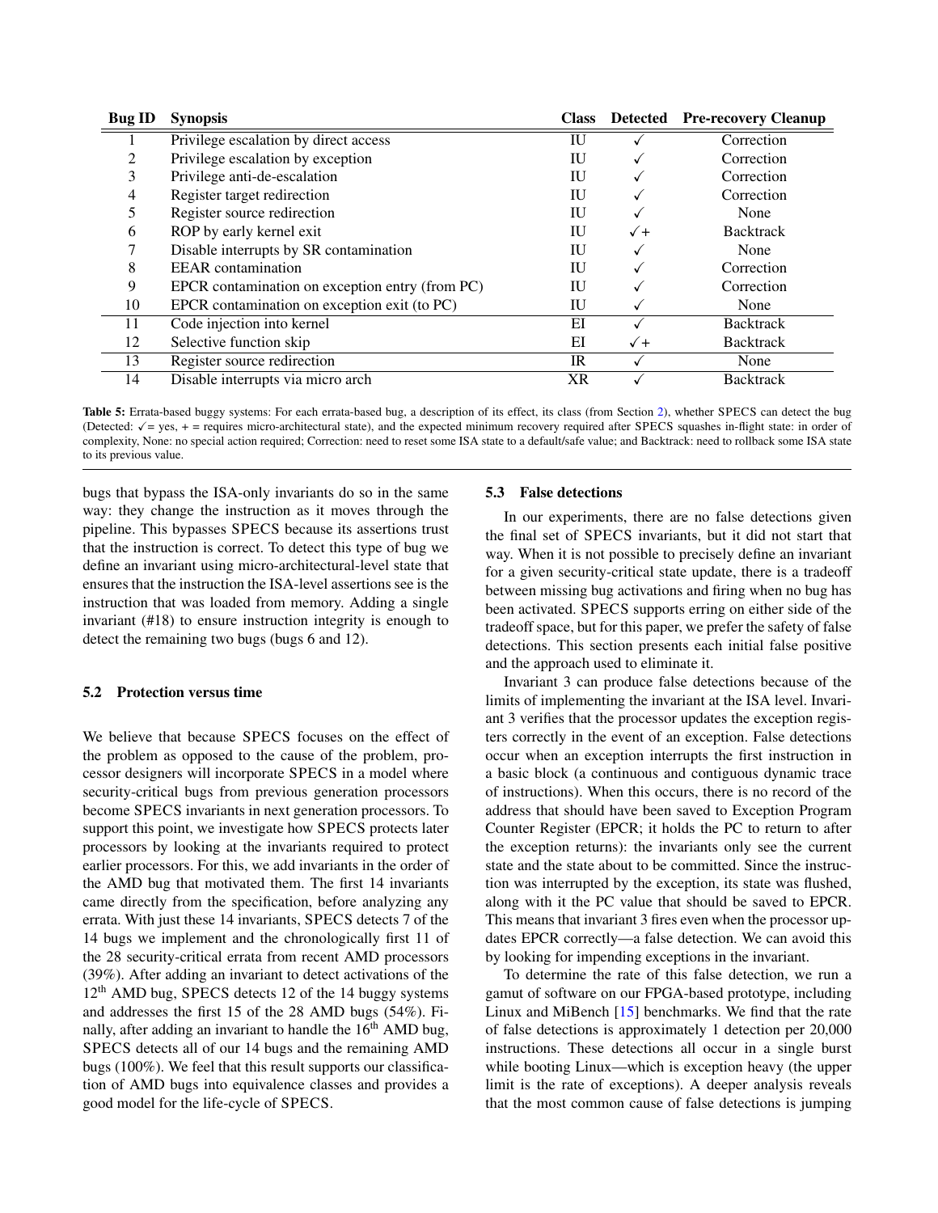| Bug ID | Synopsis | Class | Detected | Pre-recovery Cleanup |
|---|---|---|---|---|
| 1 | Privilege escalation by direct access | IU | ✓ | Correction |
| 2 | Privilege escalation by exception | IU | ✓ | Correction |
| 3 | Privilege anti-de-escalation | IU | ✓ | Correction |
| 4 | Register target redirection | IU | ✓ | Correction |
| 5 | Register source redirection | IU | ✓ | None |
| 6 | ROP by early kernel exit | IU | ✓+ | Backtrack |
| 7 | Disable interrupts by SR contamination | IU | ✓ | None |
| 8 | EEAR contamination | IU | ✓ | Correction |
| 9 | EPCR contamination on exception entry (from PC) | IU | ✓ | Correction |
| 10 | EPCR contamination on exception exit (to PC) | IU | ✓ | None |
| 11 | Code injection into kernel | EI | ✓ | Backtrack |
| 12 | Selective function skip | EI | ✓+ | Backtrack |
| 13 | Register source redirection | IR | ✓ | None |
| 14 | Disable interrupts via micro arch | XR | ✓ | Backtrack |

**Table 5:** Errata-based buggy systems: For each errata-based bug, a description of its effect, its class (from Section 2), whether SPECS can detect the bug (Detected: ✓= yes, + = requires micro-architectural state), and the expected minimum recovery required after SPECS squashes in-flight state: in order of complexity, None: no special action required; Correction: need to reset some ISA state to a default/safe value; and Backtrack: need to rollback some ISA state to its previous value.

bugs that bypass the ISA-only invariants do so in the same way: they change the instruction as it moves through the pipeline. This bypasses SPECS because its assertions trust that the instruction is correct. To detect this type of bug we define an invariant using micro-architectural-level state that ensures that the instruction the ISA-level assertions see is the instruction that was loaded from memory. Adding a single invariant (#18) to ensure instruction integrity is enough to detect the remaining two bugs (bugs 6 and 12).

### 5.2 Protection versus time

We believe that because SPECS focuses on the effect of the problem as opposed to the cause of the problem, processor designers will incorporate SPECS in a model where security-critical bugs from previous generation processors become SPECS invariants in next generation processors. To support this point, we investigate how SPECS protects later processors by looking at the invariants required to protect earlier processors. For this, we add invariants in the order of the AMD bug that motivated them. The first 14 invariants came directly from the specification, before analyzing any errata. With just these 14 invariants, SPECS detects 7 of the 14 bugs we implement and the chronologically first 11 of the 28 security-critical errata from recent AMD processors (39%). After adding an invariant to detect activations of the 12$^{\text{th}}$ AMD bug, SPECS detects 12 of the 14 buggy systems and addresses the first 15 of the 28 AMD bugs (54%). Finally, after adding an invariant to handle the 16$^{\text{th}}$ AMD bug, SPECS detects all of our 14 bugs and the remaining AMD bugs (100%). We feel that this result supports our classification of AMD bugs into equivalence classes and provides a good model for the life-cycle of SPECS.

### 5.3 False detections

In our experiments, there are no false detections given the final set of SPECS invariants, but it did not start that way. When it is not possible to precisely define an invariant for a given security-critical state update, there is a tradeoff between missing bug activations and firing when no bug has been activated. SPECS supports erring on either side of the tradeoff space, but for this paper, we prefer the safety of false detections. This section presents each initial false positive and the approach used to eliminate it.

Invariant 3 can produce false detections because of the limits of implementing the invariant at the ISA level. Invariant 3 verifies that the processor updates the exception registers correctly in the event of an exception. False detections occur when an exception interrupts the first instruction in a basic block (a continuous and contiguous dynamic trace of instructions). When this occurs, there is no record of the address that should have been saved to Exception Program Counter Register (EPCR; it holds the PC to return to after the exception returns): the invariants only see the current state and the state about to be committed. Since the instruction was interrupted by the exception, its state was flushed, along with it the PC value that should be saved to EPCR. This means that invariant 3 fires even when the processor updates EPCR correctly—a false detection. We can avoid this by looking for impending exceptions in the invariant.

To determine the rate of this false detection, we run a gamut of software on our FPGA-based prototype, including Linux and MiBench [15] benchmarks. We find that the rate of false detections is approximately 1 detection per 20,000 instructions. These detections all occur in a single burst while booting Linux—which is exception heavy (the upper limit is the rate of exceptions). A deeper analysis reveals that the most common cause of false detections is jumping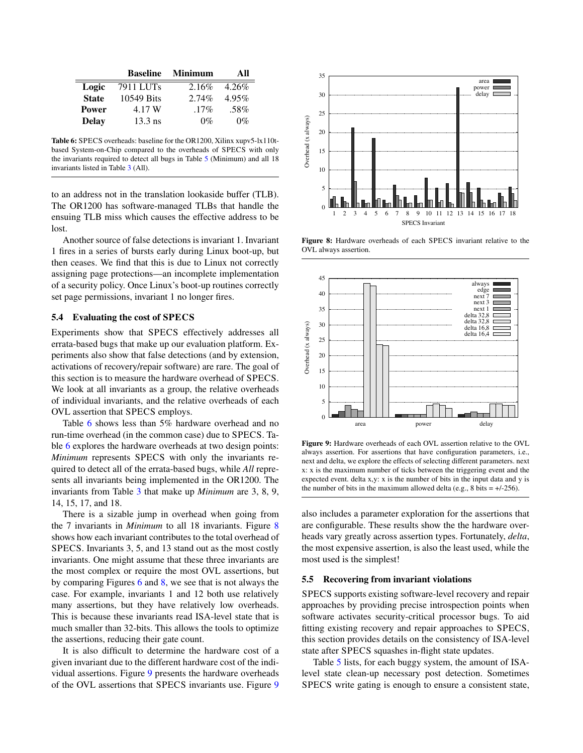|  | Baseline | Minimum | All |
|---|---|---|---|
| **Logic** | 7911 LUTs | 2.16% | 4.26% |
| **State** | 10549 Bits | 2.74% | 4.95% |
| **Power** | 4.17 W | .17% | .58% |
| **Delay** | 13.3 ns | 0% | 0% |

**Table 6:** SPECS overheads: baseline for the OR1200, Xilinx xupv5-lx110t-based System-on-Chip compared to the overheads of SPECS with only the invariants required to detect all bugs in Table 5 (Minimum) and all 18 invariants listed in Table 3 (All).

to an address not in the translation lookaside buffer (TLB). The OR1200 has software-managed TLBs that handle the ensuing TLB miss which causes the effective address to be lost.

Another source of false detections is invariant 1. Invariant 1 fires in a series of bursts early during Linux boot-up, but then ceases. We find that this is due to Linux not correctly assigning page protections—an incomplete implementation of a security policy. Once Linux's boot-up routines correctly set page permissions, invariant 1 no longer fires.

### 5.4 Evaluating the cost of SPECS

Experiments show that SPECS effectively addresses all errata-based bugs that make up our evaluation platform. Experiments also show that false detections (and by extension, activations of recovery/repair software) are rare. The goal of this section is to measure the hardware overhead of SPECS. We look at all invariants as a group, the relative overheads of individual invariants, and the relative overheads of each OVL assertion that SPECS employs.

Table 6 shows less than 5% hardware overhead and no run-time overhead (in the common case) due to SPECS. Table 6 explores the hardware overheads at two design points: *Minimum* represents SPECS with only the invariants required to detect all of the errata-based bugs, while *All* represents all invariants being implemented in the OR1200. The invariants from Table 3 that make up *Minimum* are 3, 8, 9, 14, 15, 17, and 18.

There is a sizable jump in overhead when going from the 7 invariants in *Minimum* to all 18 invariants. Figure 8 shows how each invariant contributes to the total overhead of SPECS. Invariants 3, 5, and 13 stand out as the most costly invariants. One might assume that these three invariants are the most complex or require the most OVL assertions, but by comparing Figures 6 and 8, we see that is not always the case. For example, invariants 1 and 12 both use relatively many assertions, but they have relatively low overheads. This is because these invariants read ISA-level state that is much smaller than 32-bits. This allows the tools to optimize the assertions, reducing their gate count.

It is also difficult to determine the hardware cost of a given invariant due to the different hardware cost of the individual assertions. Figure 9 presents the hardware overheads of the OVL assertions that SPECS invariants use. Figure 9 also includes a parameter exploration for the assertions that are configurable. These results show the the hardware overheads vary greatly across assertion types. Fortunately, *delta*, the most expensive assertion, is also the least used, while the most used is the simplest!

**Figure 8:** Hardware overheads of each SPECS invariant relative to the OVL always assertion.

**Figure 9:** Hardware overheads of each OVL assertion relative to the OVL always assertion. For assertions that have configuration parameters, i.e., next and delta, we explore the effects of selecting different parameters. next x: x is the maximum number of ticks between the triggering event and the expected event. delta x,y: x is the number of bits in the input data and y is the number of bits in the maximum allowed delta (e.g., 8 bits = +/-256).

### 5.5 Recovering from invariant violations

SPECS supports existing software-level recovery and repair approaches by providing precise introspection points when software activates security-critical processor bugs. To aid fitting existing recovery and repair approaches to SPECS, this section provides details on the consistency of ISA-level state after SPECS squashes in-flight state updates.

Table 5 lists, for each buggy system, the amount of ISA-level state clean-up necessary post detection. Sometimes SPECS write gating is enough to ensure a consistent state,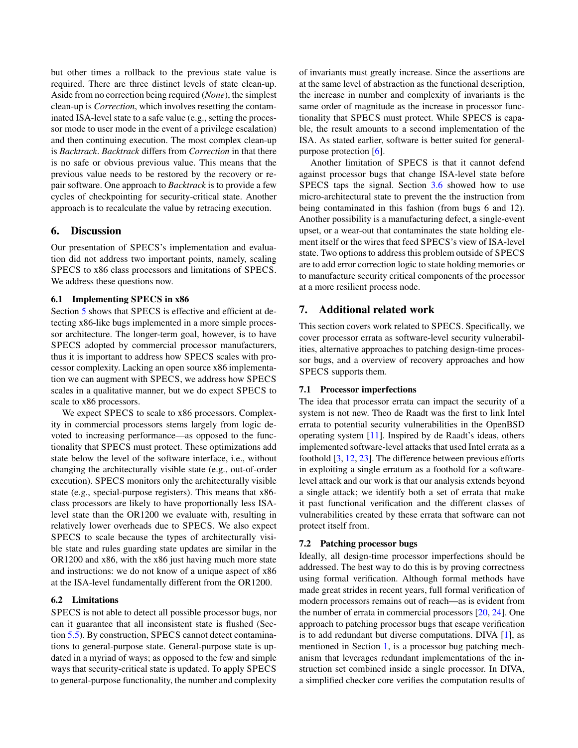but other times a rollback to the previous state value is required. There are three distinct levels of state clean-up. Aside from no correction being required (*None*), the simplest clean-up is *Correction*, which involves resetting the contaminated ISA-level state to a safe value (e.g., setting the processor mode to user mode in the event of a privilege escalation) and then continuing execution. The most complex clean-up is *Backtrack*. *Backtrack* differs from *Correction* in that there is no safe or obvious previous value. This means that the previous value needs to be restored by the recovery or repair software. One approach to *Backtrack* is to provide a few cycles of checkpointing for security-critical state. Another approach is to recalculate the value by retracing execution.

## 6. Discussion

Our presentation of SPECS's implementation and evaluation did not address two important points, namely, scaling SPECS to x86 class processors and limitations of SPECS. We address these questions now.

### 6.1 Implementing SPECS in x86

Section 5 shows that SPECS is effective and efficient at detecting x86-like bugs implemented in a more simple processor architecture. The longer-term goal, however, is to have SPECS adopted by commercial processor manufacturers, thus it is important to address how SPECS scales with processor complexity. Lacking an open source x86 implementation we can augment with SPECS, we address how SPECS scales in a qualitative manner, but we do expect SPECS to scale to x86 processors.

We expect SPECS to scale to x86 processors. Complexity in commercial processors stems largely from logic devoted to increasing performance—as opposed to the functionality that SPECS must protect. These optimizations add state below the level of the software interface, i.e., without changing the architecturally visible state (e.g., out-of-order execution). SPECS monitors only the architecturally visible state (e.g., special-purpose registers). This means that x86-class processors are likely to have proportionally less ISA-level state than the OR1200 we evaluate with, resulting in relatively lower overheads due to SPECS. We also expect SPECS to scale because the types of architecturally visible state and rules guarding state updates are similar in the OR1200 and x86, with the x86 just having much more state and instructions: we do not know of a unique aspect of x86 at the ISA-level fundamentally different from the OR1200.

### 6.2 Limitations

SPECS is not able to detect all possible processor bugs, nor can it guarantee that all inconsistent state is flushed (Section 5.5). By construction, SPECS cannot detect contaminations to general-purpose state. General-purpose state is updated in a myriad of ways; as opposed to the few and simple ways that security-critical state is updated. To apply SPECS to general-purpose functionality, the number and complexity of invariants must greatly increase. Since the assertions are at the same level of abstraction as the functional description, the increase in number and complexity of invariants is the same order of magnitude as the increase in processor functionality that SPECS must protect. While SPECS is capable, the result amounts to a second implementation of the ISA. As stated earlier, software is better suited for general-purpose protection [6].

Another limitation of SPECS is that it cannot defend against processor bugs that change ISA-level state before SPECS taps the signal. Section 3.6 showed how to use micro-architectural state to prevent the the instruction from being contaminated in this fashion (from bugs 6 and 12). Another possibility is a manufacturing defect, a single-event upset, or a wear-out that contaminates the state holding element itself or the wires that feed SPECS's view of ISA-level state. Two options to address this problem outside of SPECS are to add error correction logic to state holding memories or to manufacture security critical components of the processor at a more resilient process node.

## 7. Additional related work

This section covers work related to SPECS. Specifically, we cover processor errata as software-level security vulnerabilities, alternative approaches to patching design-time processor bugs, and a overview of recovery approaches and how SPECS supports them.

### 7.1 Processor imperfections

The idea that processor errata can impact the security of a system is not new. Theo de Raadt was the first to link Intel errata to potential security vulnerabilities in the OpenBSD operating system [11]. Inspired by de Raadt's ideas, others implemented software-level attacks that used Intel errata as a foothold [3, 12, 23]. The difference between previous efforts in exploiting a single erratum as a foothold for a software-level attack and our work is that our analysis extends beyond a single attack; we identify both a set of errata that make it past functional verification and the different classes of vulnerabilities created by these errata that software can not protect itself from.

### 7.2 Patching processor bugs

Ideally, all design-time processor imperfections should be addressed. The best way to do this is by proving correctness using formal verification. Although formal methods have made great strides in recent years, full formal verification of modern processors remains out of reach—as is evident from the number of errata in commercial processors [20, 24]. One approach to patching processor bugs that escape verification is to add redundant but diverse computations. DIVA [1], as mentioned in Section 1, is a processor bug patching mechanism that leverages redundant implementations of the instruction set combined inside a single processor. In DIVA, a simplified checker core verifies the computation results of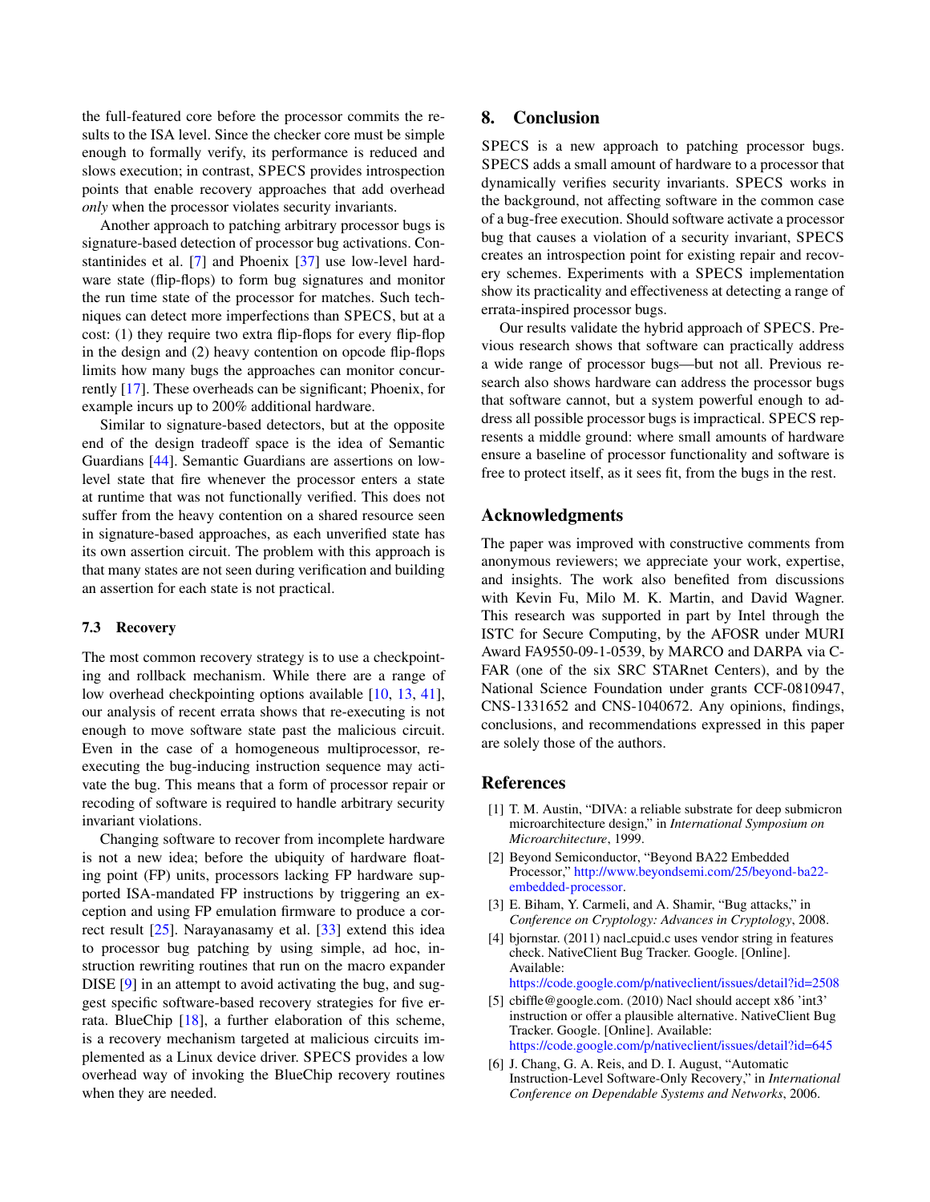the full-featured core before the processor commits the results to the ISA level. Since the checker core must be simple enough to formally verify, its performance is reduced and slows execution; in contrast, SPECS provides introspection points that enable recovery approaches that add overhead *only* when the processor violates security invariants.

Another approach to patching arbitrary processor bugs is signature-based detection of processor bug activations. Constantinides et al. [7] and Phoenix [37] use low-level hardware state (flip-flops) to form bug signatures and monitor the run time state of the processor for matches. Such techniques can detect more imperfections than SPECS, but at a cost: (1) they require two extra flip-flops for every flip-flop in the design and (2) heavy contention on opcode flip-flops limits how many bugs the approaches can monitor concurrently [17]. These overheads can be significant; Phoenix, for example incurs up to 200% additional hardware.

Similar to signature-based detectors, but at the opposite end of the design tradeoff space is the idea of Semantic Guardians [44]. Semantic Guardians are assertions on low-level state that fire whenever the processor enters a state at runtime that was not functionally verified. This does not suffer from the heavy contention on a shared resource seen in signature-based approaches, as each unverified state has its own assertion circuit. The problem with this approach is that many states are not seen during verification and building an assertion for each state is not practical.

### 7.3 Recovery

The most common recovery strategy is to use a checkpointing and rollback mechanism. While there are a range of low overhead checkpointing options available [10, 13, 41], our analysis of recent errata shows that re-executing is not enough to move software state past the malicious circuit. Even in the case of a homogeneous multiprocessor, re-executing the bug-inducing instruction sequence may activate the bug. This means that a form of processor repair or recoding of software is required to handle arbitrary security invariant violations.

Changing software to recover from incomplete hardware is not a new idea; before the ubiquity of hardware floating point (FP) units, processors lacking FP hardware supported ISA-mandated FP instructions by triggering an exception and using FP emulation firmware to produce a correct result [25]. Narayanasamy et al. [33] extend this idea to processor bug patching by using simple, ad hoc, instruction rewriting routines that run on the macro expander DISE [9] in an attempt to avoid activating the bug, and suggest specific software-based recovery strategies for five errata. BlueChip [18], a further elaboration of this scheme, is a recovery mechanism targeted at malicious circuits implemented as a Linux device driver. SPECS provides a low overhead way of invoking the BlueChip recovery routines when they are needed.

## 8. Conclusion

SPECS is a new approach to patching processor bugs. SPECS adds a small amount of hardware to a processor that dynamically verifies security invariants. SPECS works in the background, not affecting software in the common case of a bug-free execution. Should software activate a processor bug that causes a violation of a security invariant, SPECS creates an introspection point for existing repair and recovery schemes. Experiments with a SPECS implementation show its practicality and effectiveness at detecting a range of errata-inspired processor bugs.

Our results validate the hybrid approach of SPECS. Previous research shows that software can practically address a wide range of processor bugs—but not all. Previous research also shows hardware can address the processor bugs that software cannot, but a system powerful enough to address all possible processor bugs is impractical. SPECS represents a middle ground: where small amounts of hardware ensure a baseline of processor functionality and software is free to protect itself, as it sees fit, from the bugs in the rest.

## Acknowledgments

The paper was improved with constructive comments from anonymous reviewers; we appreciate your work, expertise, and insights. The work also benefited from discussions with Kevin Fu, Milo M. K. Martin, and David Wagner. This research was supported in part by Intel through the ISTC for Secure Computing, by the AFOSR under MURI Award FA9550-09-1-0539, by MARCO and DARPA via C-FAR (one of the six SRC STARnet Centers), and by the National Science Foundation under grants CCF-0810947, CNS-1331652 and CNS-1040672. Any opinions, findings, conclusions, and recommendations expressed in this paper are solely those of the authors.

## References

[1] T. M. Austin, "DIVA: a reliable substrate for deep submicron microarchitecture design," in *International Symposium on Microarchitecture*, 1999.

[2] Beyond Semiconductor, "Beyond BA22 Embedded Processor," http://www.beyondsemi.com/25/beyond-ba22-embedded-processor.

[3] E. Biham, Y. Carmeli, and A. Shamir, "Bug attacks," in *Conference on Cryptology: Advances in Cryptology*, 2008.

[4] bjornstar. (2011) nacl_cpuid.c uses vendor string in features check. NativeClient Bug Tracker. Google. [Online]. Available: https://code.google.com/p/nativeclient/issues/detail?id=2508

[5] cbiffle@google.com. (2010) Nacl should accept x86 'int3' instruction or offer a plausible alternative. NativeClient Bug Tracker. Google. [Online]. Available: https://code.google.com/p/nativeclient/issues/detail?id=645

[6] J. Chang, G. A. Reis, and D. I. August, "Automatic Instruction-Level Software-Only Recovery," in *International Conference on Dependable Systems and Networks*, 2006.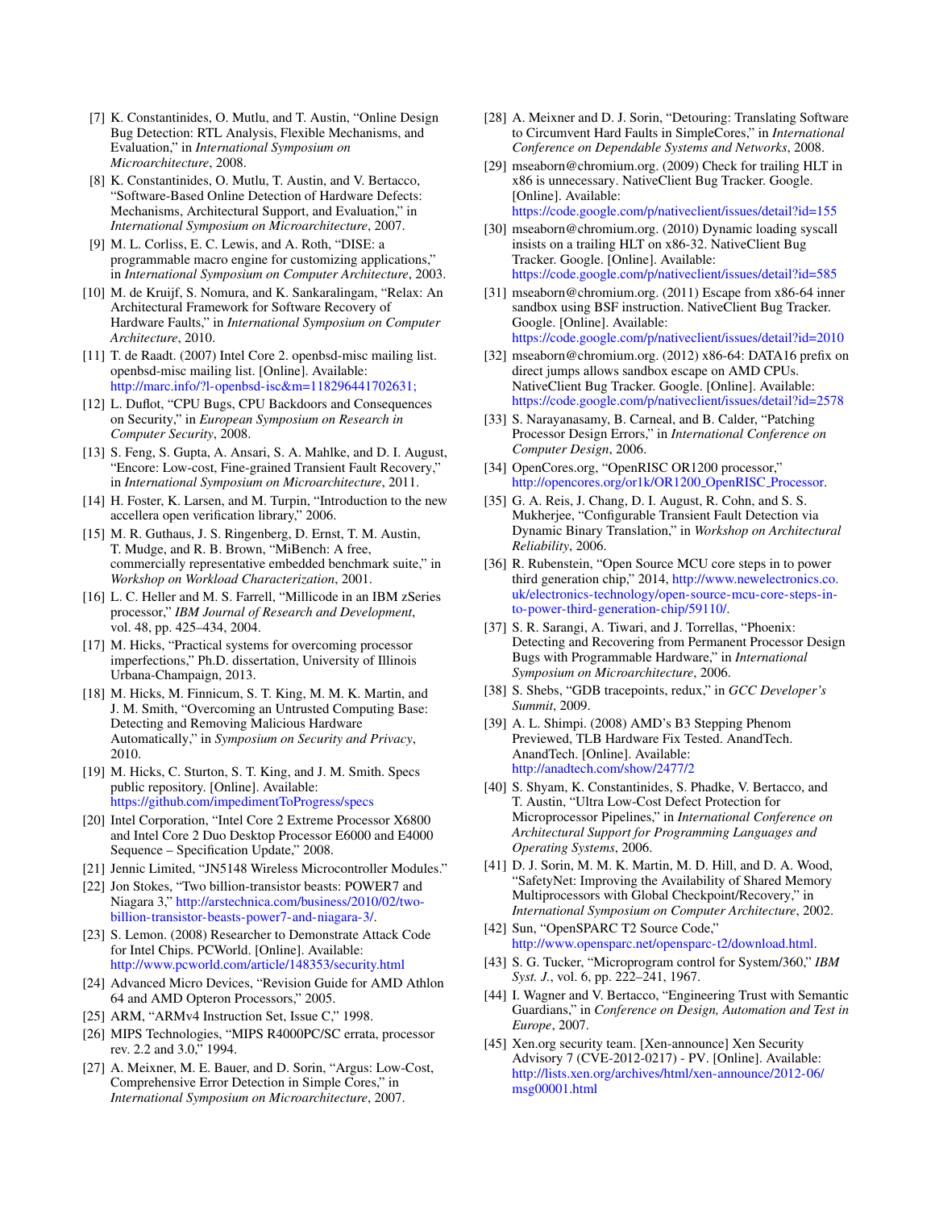[7] K. Constantinides, O. Mutlu, and T. Austin, "Online Design Bug Detection: RTL Analysis, Flexible Mechanisms, and Evaluation," in *International Symposium on Microarchitecture*, 2008.

[8] K. Constantinides, O. Mutlu, T. Austin, and V. Bertacco, "Software-Based Online Detection of Hardware Defects: Mechanisms, Architectural Support, and Evaluation," in *International Symposium on Microarchitecture*, 2007.

[9] M. L. Corliss, E. C. Lewis, and A. Roth, "DISE: a programmable macro engine for customizing applications," in *International Symposium on Computer Architecture*, 2003.

[10] M. de Kruijf, S. Nomura, and K. Sankaralingam, "Relax: An Architectural Framework for Software Recovery of Hardware Faults," in *International Symposium on Computer Architecture*, 2010.

[11] T. de Raadt. (2007) Intel Core 2. openbsd-misc mailing list. openbsd-misc mailing list. [Online]. Available: http://marc.info/?l-openbsd-isc&m=118296441702631;

[12] L. Duflot, "CPU Bugs, CPU Backdoors and Consequences on Security," in *European Symposium on Research in Computer Security*, 2008.

[13] S. Feng, S. Gupta, A. Ansari, S. A. Mahlke, and D. I. August, "Encore: Low-cost, Fine-grained Transient Fault Recovery," in *International Symposium on Microarchitecture*, 2011.

[14] H. Foster, K. Larsen, and M. Turpin, "Introduction to the new accellera open verification library," 2006.

[15] M. R. Guthaus, J. S. Ringenberg, D. Ernst, T. M. Austin, T. Mudge, and R. B. Brown, "MiBench: A free, commercially representative embedded benchmark suite," in *Workshop on Workload Characterization*, 2001.

[16] L. C. Heller and M. S. Farrell, "Millicode in an IBM zSeries processor," *IBM Journal of Research and Development*, vol. 48, pp. 425–434, 2004.

[17] M. Hicks, "Practical systems for overcoming processor imperfections," Ph.D. dissertation, University of Illinois Urbana-Champaign, 2013.

[18] M. Hicks, M. Finnicum, S. T. King, M. M. K. Martin, and J. M. Smith, "Overcoming an Untrusted Computing Base: Detecting and Removing Malicious Hardware Automatically," in *Symposium on Security and Privacy*, 2010.

[19] M. Hicks, C. Sturton, S. T. King, and J. M. Smith. Specs public repository. [Online]. Available: https://github.com/impedimentToProgress/specs

[20] Intel Corporation, "Intel Core 2 Extreme Processor X6800 and Intel Core 2 Duo Desktop Processor E6000 and E4000 Sequence – Specification Update," 2008.

[21] Jennic Limited, "JN5148 Wireless Microcontroller Modules."

[22] Jon Stokes, "Two billion-transistor beasts: POWER7 and Niagara 3," http://arstechnica.com/business/2010/02/two-billion-transistor-beasts-power7-and-niagara-3/.

[23] S. Lemon. (2008) Researcher to Demonstrate Attack Code for Intel Chips. PCWorld. [Online]. Available: http://www.pcworld.com/article/148353/security.html

[24] Advanced Micro Devices, "Revision Guide for AMD Athlon 64 and AMD Opteron Processors," 2005.

[25] ARM, "ARMv4 Instruction Set, Issue C," 1998.

[26] MIPS Technologies, "MIPS R4000PC/SC errata, processor rev. 2.2 and 3.0," 1994.

[27] A. Meixner, M. E. Bauer, and D. Sorin, "Argus: Low-Cost, Comprehensive Error Detection in Simple Cores," in *International Symposium on Microarchitecture*, 2007.

[28] A. Meixner and D. J. Sorin, "Detouring: Translating Software to Circumvent Hard Faults in SimpleCores," in *International Conference on Dependable Systems and Networks*, 2008.

[29] mseaborn@chromium.org. (2009) Check for trailing HLT in x86 is unnecessary. NativeClient Bug Tracker. Google. [Online]. Available: https://code.google.com/p/nativeclient/issues/detail?id=155

[30] mseaborn@chromium.org. (2010) Dynamic loading syscall insists on a trailing HLT on x86-32. NativeClient Bug Tracker. Google. [Online]. Available: https://code.google.com/p/nativeclient/issues/detail?id=585

[31] mseaborn@chromium.org. (2011) Escape from x86-64 inner sandbox using BSF instruction. NativeClient Bug Tracker. Google. [Online]. Available: https://code.google.com/p/nativeclient/issues/detail?id=2010

[32] mseaborn@chromium.org. (2012) x86-64: DATA16 prefix on direct jumps allows sandbox escape on AMD CPUs. NativeClient Bug Tracker. Google. [Online]. Available: https://code.google.com/p/nativeclient/issues/detail?id=2578

[33] S. Narayanasamy, B. Carneal, and B. Calder, "Patching Processor Design Errors," in *International Conference on Computer Design*, 2006.

[34] OpenCores.org, "OpenRISC OR1200 processor," http://opencores.org/or1k/OR1200_OpenRISC_Processor.

[35] G. A. Reis, J. Chang, D. I. August, R. Cohn, and S. S. Mukherjee, "Configurable Transient Fault Detection via Dynamic Binary Translation," in *Workshop on Architectural Reliability*, 2006.

[36] R. Rubenstein, "Open Source MCU core steps in to power third generation chip," 2014, http://www.newelectronics.co.uk/electronics-technology/open-source-mcu-core-steps-in-to-power-third-generation-chip/59110/.

[37] S. R. Sarangi, A. Tiwari, and J. Torrellas, "Phoenix: Detecting and Recovering from Permanent Processor Design Bugs with Programmable Hardware," in *International Symposium on Microarchitecture*, 2006.

[38] S. Shebs, "GDB tracepoints, redux," in *GCC Developer's Summit*, 2009.

[39] A. L. Shimpi. (2008) AMD's B3 Stepping Phenom Previewed, TLB Hardware Fix Tested. AnandTech. AnandTech. [Online]. Available: http://anadtech.com/show/2477/2

[40] S. Shyam, K. Constantinides, S. Phadke, V. Bertacco, and T. Austin, "Ultra Low-Cost Defect Protection for Microprocessor Pipelines," in *International Conference on Architectural Support for Programming Languages and Operating Systems*, 2006.

[41] D. J. Sorin, M. M. K. Martin, M. D. Hill, and D. A. Wood, "SafetyNet: Improving the Availability of Shared Memory Multiprocessors with Global Checkpoint/Recovery," in *International Symposium on Computer Architecture*, 2002.

[42] Sun, "OpenSPARC T2 Source Code," http://www.opensparc.net/opensparc-t2/download.html.

[43] S. G. Tucker, "Microprogram control for System/360," *IBM Syst. J.*, vol. 6, pp. 222–241, 1967.

[44] I. Wagner and V. Bertacco, "Engineering Trust with Semantic Guardians," in *Conference on Design, Automation and Test in Europe*, 2007.

[45] Xen.org security team. [Xen-announce] Xen Security Advisory 7 (CVE-2012-0217) - PV. [Online]. Available: http://lists.xen.org/archives/html/xen-announce/2012-06/msg00001.html